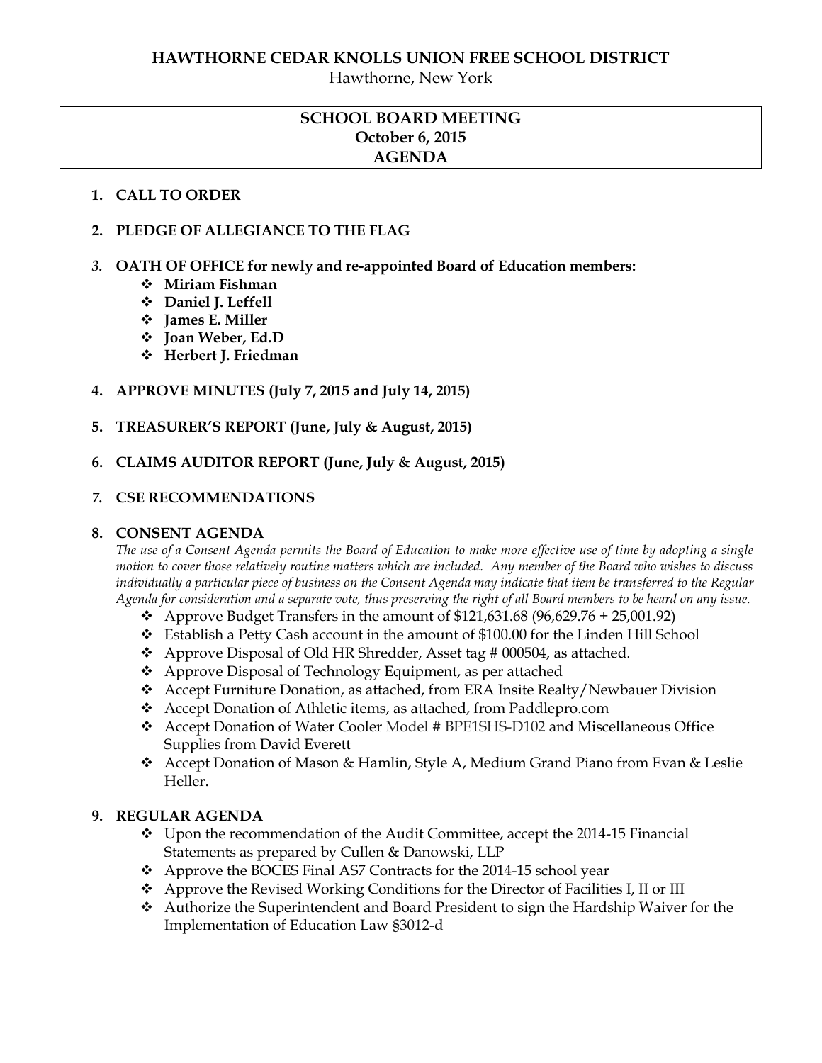# HAWTHORNE CEDAR KNOLLS UNION FREE SCHOOL DISTRICT

Hawthorne, New York

## SCHOOL BOARD MEETING
## October 6, 2015
## AGENDA

1. **CALL TO ORDER**

2. **PLEDGE OF ALLEGIANCE TO THE FLAG**

3. **OATH OF OFFICE for newly and re-appointed Board of Education members:**
   - **Miriam Fishman**
   - **Daniel J. Leffell**
   - **James E. Miller**
   - **Joan Weber, Ed.D**
   - **Herbert J. Friedman**

4. **APPROVE MINUTES (July 7, 2015 and July 14, 2015)**

5. **TREASURER'S REPORT (June, July & August, 2015)**

6. **CLAIMS AUDITOR REPORT (June, July & August, 2015)**

7. **CSE RECOMMENDATIONS**

8. **CONSENT AGENDA**

   *The use of a Consent Agenda permits the Board of Education to make more effective use of time by adopting a single motion to cover those relatively routine matters which are included. Any member of the Board who wishes to discuss individually a particular piece of business on the Consent Agenda may indicate that item be transferred to the Regular Agenda for consideration and a separate vote, thus preserving the right of all Board members to be heard on any issue.*

   - Approve Budget Transfers in the amount of $121,631.68 (96,629.76 + 25,001.92)
   - Establish a Petty Cash account in the amount of $100.00 for the Linden Hill School
   - Approve Disposal of Old HR Shredder, Asset tag # 000504, as attached.
   - Approve Disposal of Technology Equipment, as per attached
   - Accept Furniture Donation, as attached, from ERA Insite Realty/Newbauer Division
   - Accept Donation of Athletic items, as attached, from Paddlepro.com
   - Accept Donation of Water Cooler Model # BPE1SHS-D102 and Miscellaneous Office Supplies from David Everett
   - Accept Donation of Mason & Hamlin, Style A, Medium Grand Piano from Evan & Leslie Heller.

9. **REGULAR AGENDA**
   - Upon the recommendation of the Audit Committee, accept the 2014-15 Financial Statements as prepared by Cullen & Danowski, LLP
   - Approve the BOCES Final AS7 Contracts for the 2014-15 school year
   - Approve the Revised Working Conditions for the Director of Facilities I, II or III
   - Authorize the Superintendent and Board President to sign the Hardship Waiver for the Implementation of Education Law §3012-d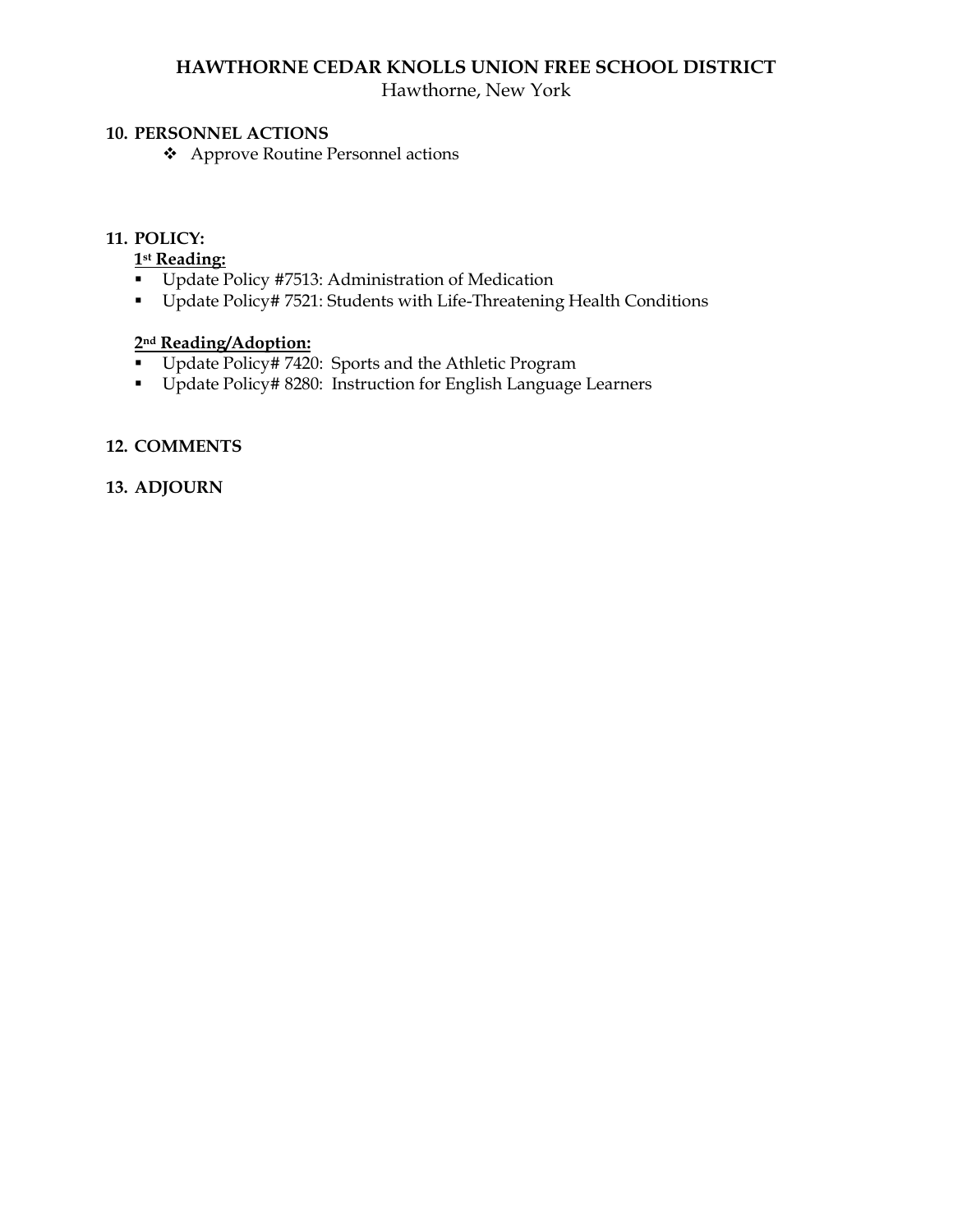**HAWTHORNE CEDAR KNOLLS UNION FREE SCHOOL DISTRICT**
Hawthorne, New York

**10. PERSONNEL ACTIONS**

- Approve Routine Personnel actions

**11. POLICY:**

**1st Reading:**

- Update Policy #7513: Administration of Medication
- Update Policy# 7521: Students with Life-Threatening Health Conditions

**2nd Reading/Adoption:**

- Update Policy# 7420: Sports and the Athletic Program
- Update Policy# 8280: Instruction for English Language Learners

**12. COMMENTS**

**13. ADJOURN**